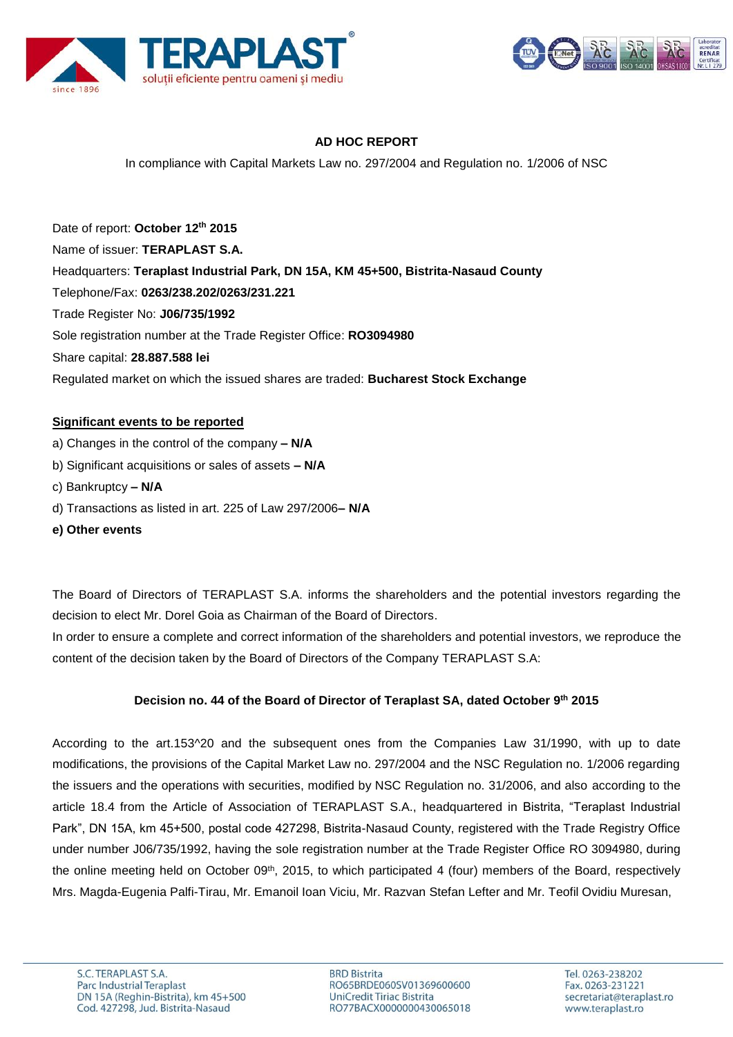## AD HOC REPORT

In compliance with Capital Markets Law no. 297/2004 and Regulation no. 1/2006 of NSC

Date of report: **October 12th 2015**

Name of issuer: **TERAPLAST S.A.**

Headquarters: **Teraplast Industrial Park, DN 15A, KM 45+500, Bistrita-Nasaud County**

Telephone/Fax: **0263/238.202/0263/231.221**

Trade Register No: **J06/735/1992**

Sole registration number at the Trade Register Office: **RO3094980**

Share capital: **28.887.588 lei**

Regulated market on which the issued shares are traded: **Bucharest Stock Exchange**

**Significant events to be reported**

a) Changes in the control of the company **– N/A**

b) Significant acquisitions or sales of assets **– N/A**

c) Bankruptcy **– N/A**

d) Transactions as listed in art. 225 of Law 297/2006**– N/A**

**e) Other events**

The Board of Directors of TERAPLAST S.A. informs the shareholders and the potential investors regarding the decision to elect Mr. Dorel Goia as Chairman of the Board of Directors.

In order to ensure a complete and correct information of the shareholders and potential investors, we reproduce the content of the decision taken by the Board of Directors of the Company TERAPLAST S.A:

**Decision no. 44 of the Board of Director of Teraplast SA, dated October 9th 2015**

According to the art.153^20 and the subsequent ones from the Companies Law 31/1990, with up to date modifications, the provisions of the Capital Market Law no. 297/2004 and the NSC Regulation no. 1/2006 regarding the issuers and the operations with securities, modified by NSC Regulation no. 31/2006, and also according to the article 18.4 from the Article of Association of TERAPLAST S.A., headquartered in Bistrita, "Teraplast Industrial Park", DN 15A, km 45+500, postal code 427298, Bistrita-Nasaud County, registered with the Trade Registry Office under number J06/735/1992, having the sole registration number at the Trade Register Office RO 3094980, during the online meeting held on October 09th, 2015, to which participated 4 (four) members of the Board, respectively Mrs. Magda-Eugenia Palfi-Tirau, Mr. Emanoil Ioan Viciu, Mr. Razvan Stefan Lefter and Mr. Teofil Ovidiu Muresan,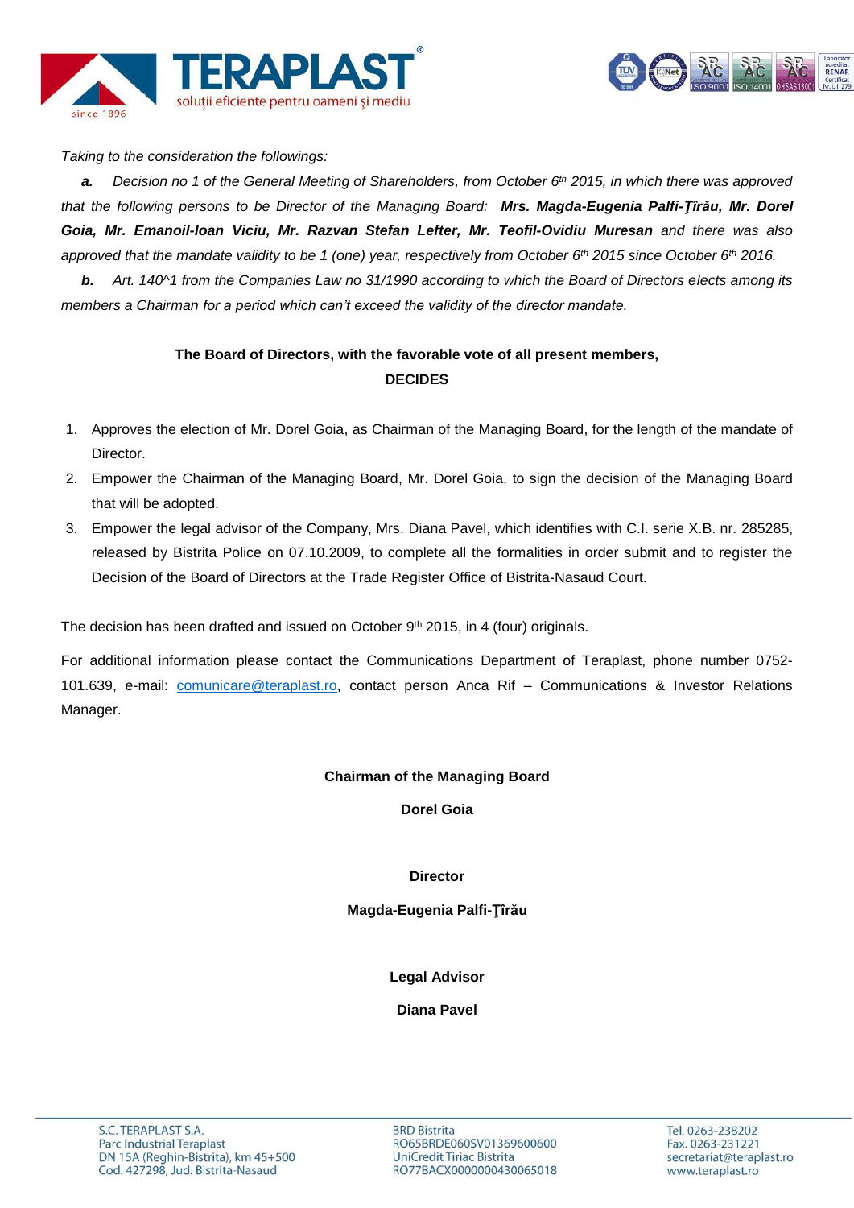*Taking to the consideration the followings:*

***a.*** *Decision no 1 of the General Meeting of Shareholders, from October 6th 2015, in which there was approved that the following persons to be Director of the Managing Board:* ***Mrs. Magda-Eugenia Palfi-Ţîrău, Mr. Dorel Goia, Mr. Emanoil-Ioan Viciu, Mr. Razvan Stefan Lefter, Mr. Teofil-Ovidiu Muresan*** *and there was also approved that the mandate validity to be 1 (one) year, respectively from October 6th 2015 since October 6th 2016.*

***b.*** *Art. 140^1 from the Companies Law no 31/1990 according to which the Board of Directors elects among its members a Chairman for a period which can't exceed the validity of the director mandate.*

**The Board of Directors, with the favorable vote of all present members,**

**DECIDES**

1. Approves the election of Mr. Dorel Goia, as Chairman of the Managing Board, for the length of the mandate of Director.
2. Empower the Chairman of the Managing Board, Mr. Dorel Goia, to sign the decision of the Managing Board that will be adopted.
3. Empower the legal advisor of the Company, Mrs. Diana Pavel, which identifies with C.I. serie X.B. nr. 285285, released by Bistrita Police on 07.10.2009, to complete all the formalities in order submit and to register the Decision of the Board of Directors at the Trade Register Office of Bistrita-Nasaud Court.

The decision has been drafted and issued on October 9th 2015, in 4 (four) originals.

For additional information please contact the Communications Department of Teraplast, phone number 0752-101.639, e-mail: comunicare@teraplast.ro, contact person Anca Rif – Communications & Investor Relations Manager.

**Chairman of the Managing Board**

**Dorel Goia**

**Director**

**Magda-Eugenia Palfi-Ţîrău**

**Legal Advisor**

**Diana Pavel**